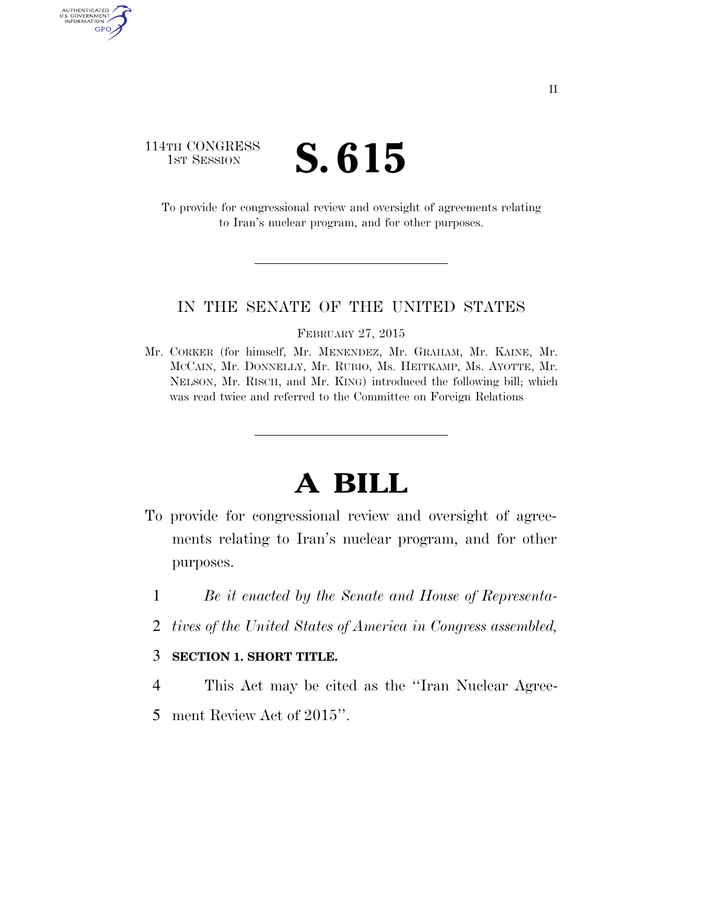114TH CONGRESS
1ST SESSION

# S. 615

To provide for congressional review and oversight of agreements relating to Iran's nuclear program, and for other purposes.

---

IN THE SENATE OF THE UNITED STATES

FEBRUARY 27, 2015

Mr. CORKER (for himself, Mr. MENENDEZ, Mr. GRAHAM, Mr. KAINE, Mr. MCCAIN, Mr. DONNELLY, Mr. RUBIO, Ms. HEITKAMP, Ms. AYOTTE, Mr. NELSON, Mr. RISCH, and Mr. KING) introduced the following bill; which was read twice and referred to the Committee on Foreign Relations

---

# A BILL

To provide for congressional review and oversight of agreements relating to Iran's nuclear program, and for other purposes.

1 *Be it enacted by the Senate and House of Representa-*
2 *tives of the United States of America in Congress assembled,*

3 **SECTION 1. SHORT TITLE.**

4 This Act may be cited as the ''Iran Nuclear Agree-
5 ment Review Act of 2015''.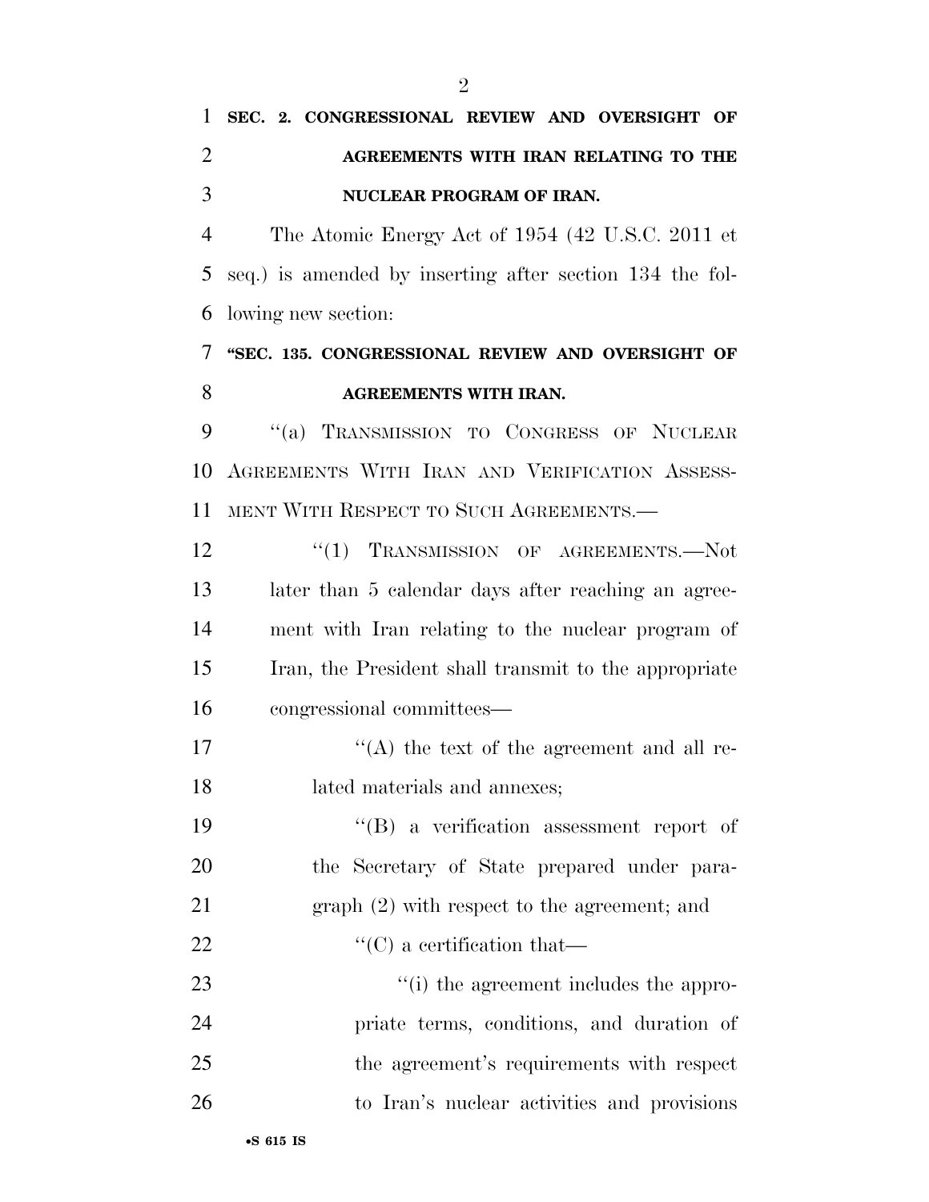**SEC. 2. CONGRESSIONAL REVIEW AND OVERSIGHT OF AGREEMENTS WITH IRAN RELATING TO THE NUCLEAR PROGRAM OF IRAN.**

The Atomic Energy Act of 1954 (42 U.S.C. 2011 et seq.) is amended by inserting after section 134 the following new section:

**"SEC. 135. CONGRESSIONAL REVIEW AND OVERSIGHT OF AGREEMENTS WITH IRAN.**

"(a) TRANSMISSION TO CONGRESS OF NUCLEAR AGREEMENTS WITH IRAN AND VERIFICATION ASSESSMENT WITH RESPECT TO SUCH AGREEMENTS.—

"(1) TRANSMISSION OF AGREEMENTS.—Not later than 5 calendar days after reaching an agreement with Iran relating to the nuclear program of Iran, the President shall transmit to the appropriate congressional committees—

"(A) the text of the agreement and all related materials and annexes;

"(B) a verification assessment report of the Secretary of State prepared under paragraph (2) with respect to the agreement; and

"(C) a certification that—

"(i) the agreement includes the appropriate terms, conditions, and duration of the agreement's requirements with respect to Iran's nuclear activities and provisions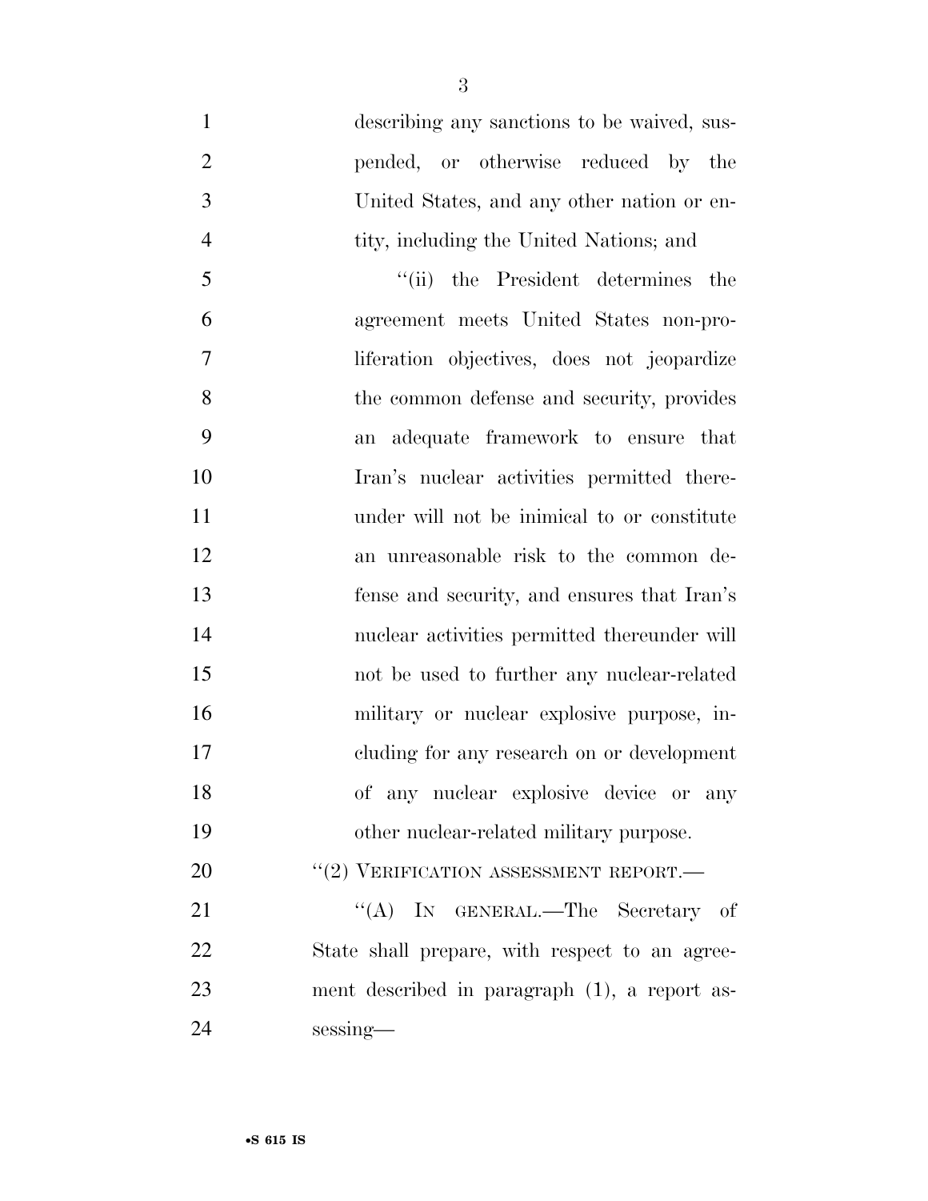describing any sanctions to be waived, suspended, or otherwise reduced by the United States, and any other nation or entity, including the United Nations; and

"(ii) the President determines the agreement meets United States non-proliferation objectives, does not jeopardize the common defense and security, provides an adequate framework to ensure that Iran's nuclear activities permitted thereunder will not be inimical to or constitute an unreasonable risk to the common defense and security, and ensures that Iran's nuclear activities permitted thereunder will not be used to further any nuclear-related military or nuclear explosive purpose, including for any research on or development of any nuclear explosive device or any other nuclear-related military purpose.

"(2) VERIFICATION ASSESSMENT REPORT.—

"(A) IN GENERAL.—The Secretary of State shall prepare, with respect to an agreement described in paragraph (1), a report assessing—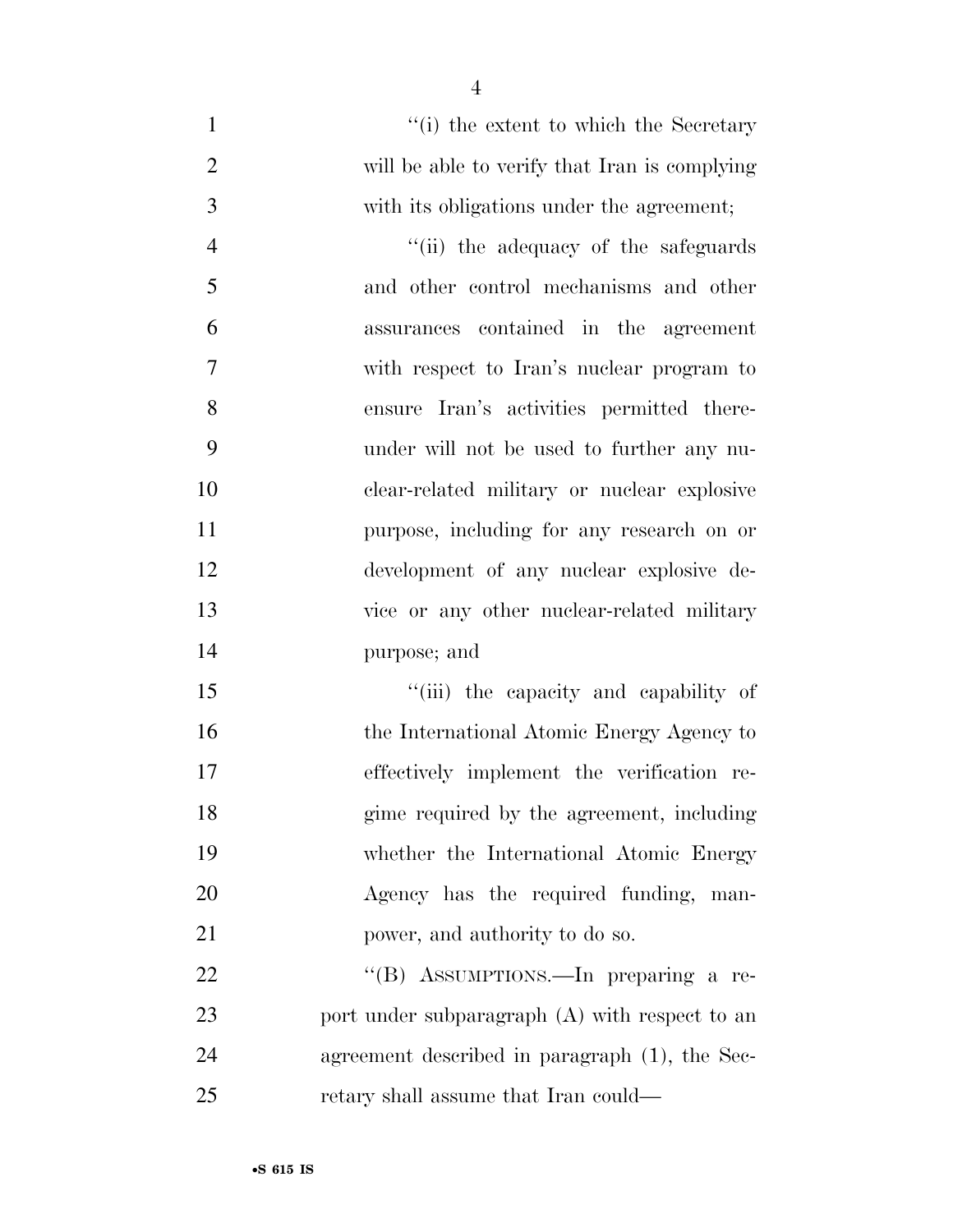"(i) the extent to which the Secretary will be able to verify that Iran is complying with its obligations under the agreement;

"(ii) the adequacy of the safeguards and other control mechanisms and other assurances contained in the agreement with respect to Iran's nuclear program to ensure Iran's activities permitted thereunder will not be used to further any nuclear-related military or nuclear explosive purpose, including for any research on or development of any nuclear explosive device or any other nuclear-related military purpose; and

"(iii) the capacity and capability of the International Atomic Energy Agency to effectively implement the verification regime required by the agreement, including whether the International Atomic Energy Agency has the required funding, manpower, and authority to do so.

"(B) ASSUMPTIONS.—In preparing a report under subparagraph (A) with respect to an agreement described in paragraph (1), the Secretary shall assume that Iran could—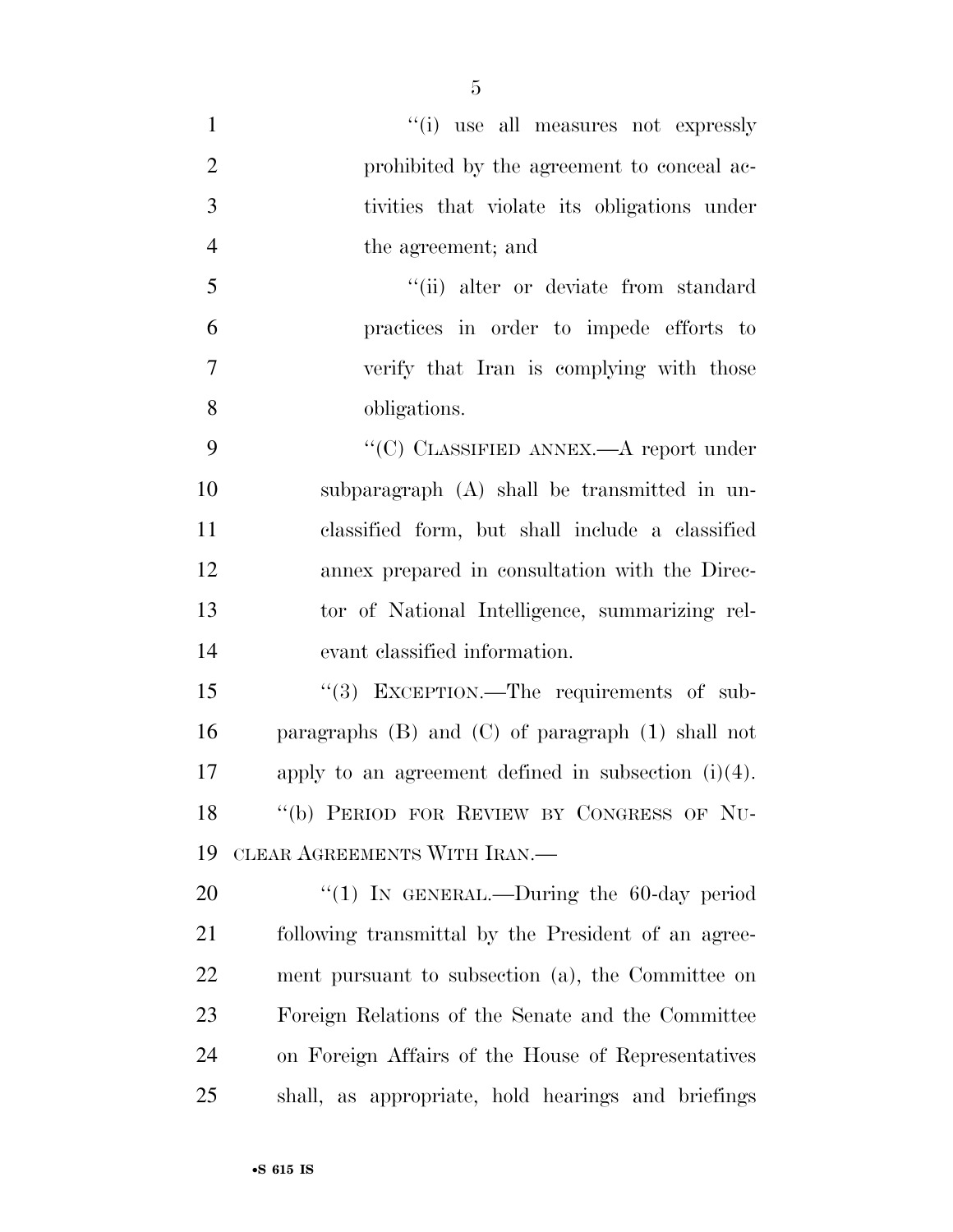"(i) use all measures not expressly prohibited by the agreement to conceal activities that violate its obligations under the agreement; and

"(ii) alter or deviate from standard practices in order to impede efforts to verify that Iran is complying with those obligations.

"(C) CLASSIFIED ANNEX.—A report under subparagraph (A) shall be transmitted in unclassified form, but shall include a classified annex prepared in consultation with the Director of National Intelligence, summarizing relevant classified information.

"(3) EXCEPTION.—The requirements of subparagraphs (B) and (C) of paragraph (1) shall not apply to an agreement defined in subsection (i)(4).

"(b) PERIOD FOR REVIEW BY CONGRESS OF NUCLEAR AGREEMENTS WITH IRAN.—

"(1) IN GENERAL.—During the 60-day period following transmittal by the President of an agreement pursuant to subsection (a), the Committee on Foreign Relations of the Senate and the Committee on Foreign Affairs of the House of Representatives shall, as appropriate, hold hearings and briefings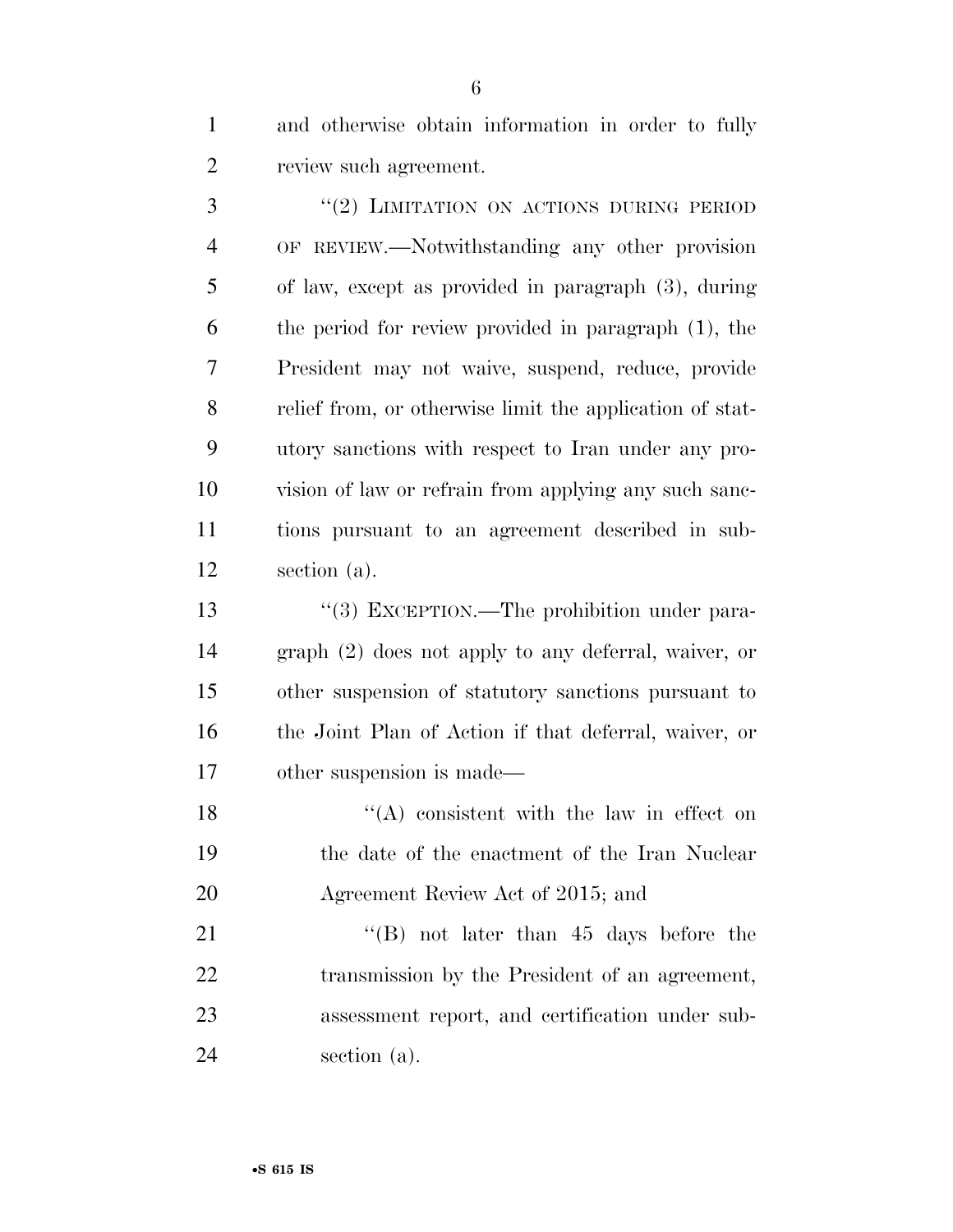and otherwise obtain information in order to fully review such agreement.

"(2) LIMITATION ON ACTIONS DURING PERIOD OF REVIEW.—Notwithstanding any other provision of law, except as provided in paragraph (3), during the period for review provided in paragraph (1), the President may not waive, suspend, reduce, provide relief from, or otherwise limit the application of statutory sanctions with respect to Iran under any provision of law or refrain from applying any such sanctions pursuant to an agreement described in subsection (a).

"(3) EXCEPTION.—The prohibition under paragraph (2) does not apply to any deferral, waiver, or other suspension of statutory sanctions pursuant to the Joint Plan of Action if that deferral, waiver, or other suspension is made—

"(A) consistent with the law in effect on the date of the enactment of the Iran Nuclear Agreement Review Act of 2015; and

"(B) not later than 45 days before the transmission by the President of an agreement, assessment report, and certification under subsection (a).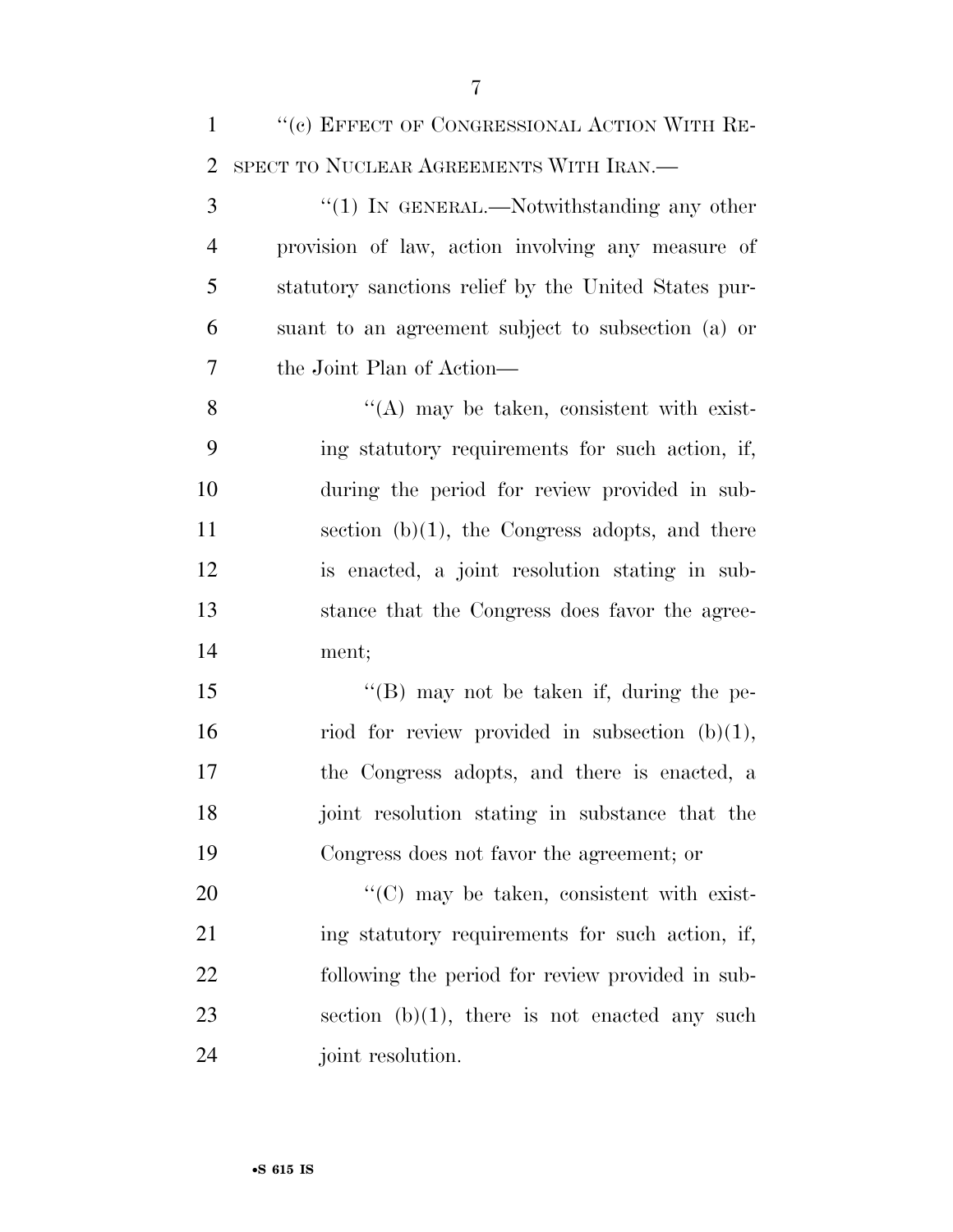"(c) EFFECT OF CONGRESSIONAL ACTION WITH RESPECT TO NUCLEAR AGREEMENTS WITH IRAN.—

"(1) IN GENERAL.—Notwithstanding any other provision of law, action involving any measure of statutory sanctions relief by the United States pursuant to an agreement subject to subsection (a) or the Joint Plan of Action—

"(A) may be taken, consistent with existing statutory requirements for such action, if, during the period for review provided in subsection (b)(1), the Congress adopts, and there is enacted, a joint resolution stating in substance that the Congress does favor the agreement;

"(B) may not be taken if, during the period for review provided in subsection (b)(1), the Congress adopts, and there is enacted, a joint resolution stating in substance that the Congress does not favor the agreement; or

"(C) may be taken, consistent with existing statutory requirements for such action, if, following the period for review provided in subsection (b)(1), there is not enacted any such joint resolution.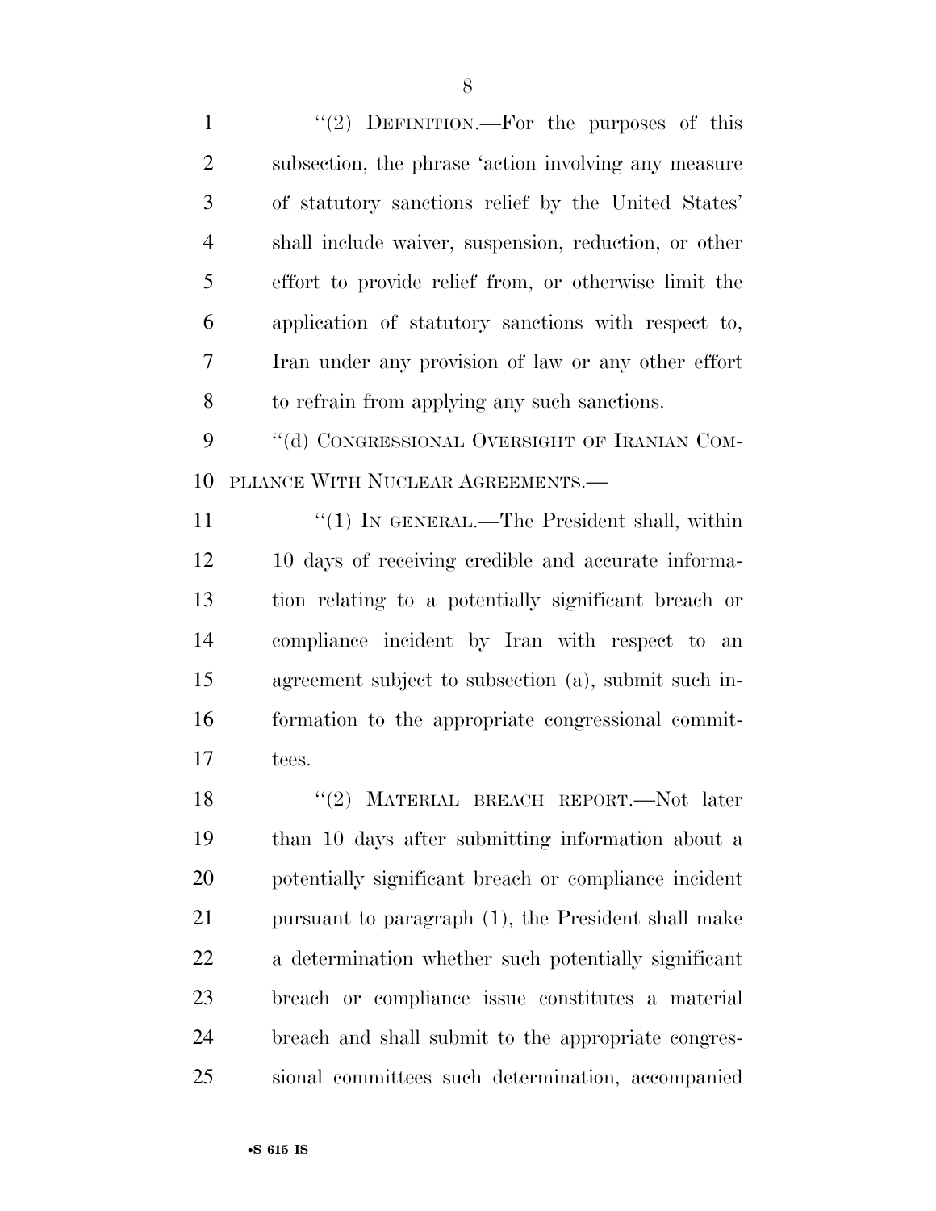"(2) DEFINITION.—For the purposes of this subsection, the phrase 'action involving any measure of statutory sanctions relief by the United States' shall include waiver, suspension, reduction, or other effort to provide relief from, or otherwise limit the application of statutory sanctions with respect to, Iran under any provision of law or any other effort to refrain from applying any such sanctions.

"(d) CONGRESSIONAL OVERSIGHT OF IRANIAN COMPLIANCE WITH NUCLEAR AGREEMENTS.—

"(1) IN GENERAL.—The President shall, within 10 days of receiving credible and accurate information relating to a potentially significant breach or compliance incident by Iran with respect to an agreement subject to subsection (a), submit such information to the appropriate congressional committees.

"(2) MATERIAL BREACH REPORT.—Not later than 10 days after submitting information about a potentially significant breach or compliance incident pursuant to paragraph (1), the President shall make a determination whether such potentially significant breach or compliance issue constitutes a material breach and shall submit to the appropriate congressional committees such determination, accompanied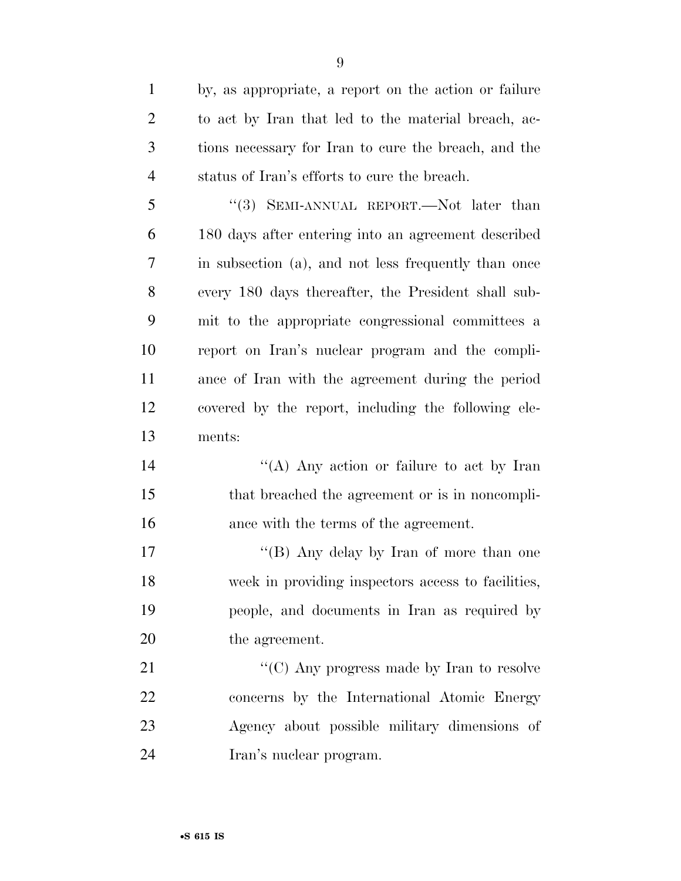by, as appropriate, a report on the action or failure to act by Iran that led to the material breach, actions necessary for Iran to cure the breach, and the status of Iran's efforts to cure the breach.

"(3) SEMI-ANNUAL REPORT.—Not later than 180 days after entering into an agreement described in subsection (a), and not less frequently than once every 180 days thereafter, the President shall submit to the appropriate congressional committees a report on Iran's nuclear program and the compliance of Iran with the agreement during the period covered by the report, including the following elements:

"(A) Any action or failure to act by Iran that breached the agreement or is in noncompliance with the terms of the agreement.

"(B) Any delay by Iran of more than one week in providing inspectors access to facilities, people, and documents in Iran as required by the agreement.

"(C) Any progress made by Iran to resolve concerns by the International Atomic Energy Agency about possible military dimensions of Iran's nuclear program.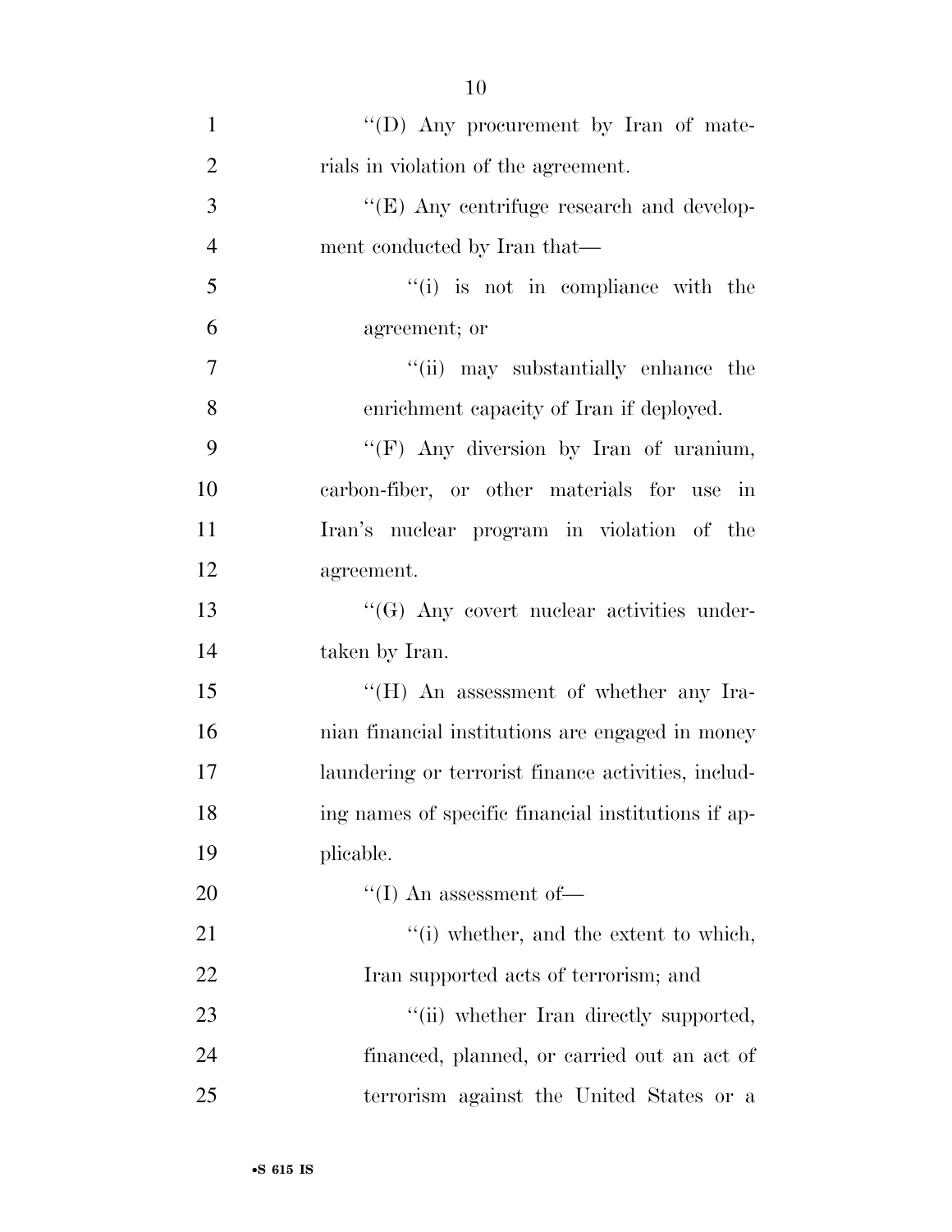"(D) Any procurement by Iran of materials in violation of the agreement.

"(E) Any centrifuge research and development conducted by Iran that—

"(i) is not in compliance with the agreement; or

"(ii) may substantially enhance the enrichment capacity of Iran if deployed.

"(F) Any diversion by Iran of uranium, carbon-fiber, or other materials for use in Iran's nuclear program in violation of the agreement.

"(G) Any covert nuclear activities undertaken by Iran.

"(H) An assessment of whether any Iranian financial institutions are engaged in money laundering or terrorist finance activities, including names of specific financial institutions if applicable.

"(I) An assessment of—

"(i) whether, and the extent to which, Iran supported acts of terrorism; and

"(ii) whether Iran directly supported, financed, planned, or carried out an act of terrorism against the United States or a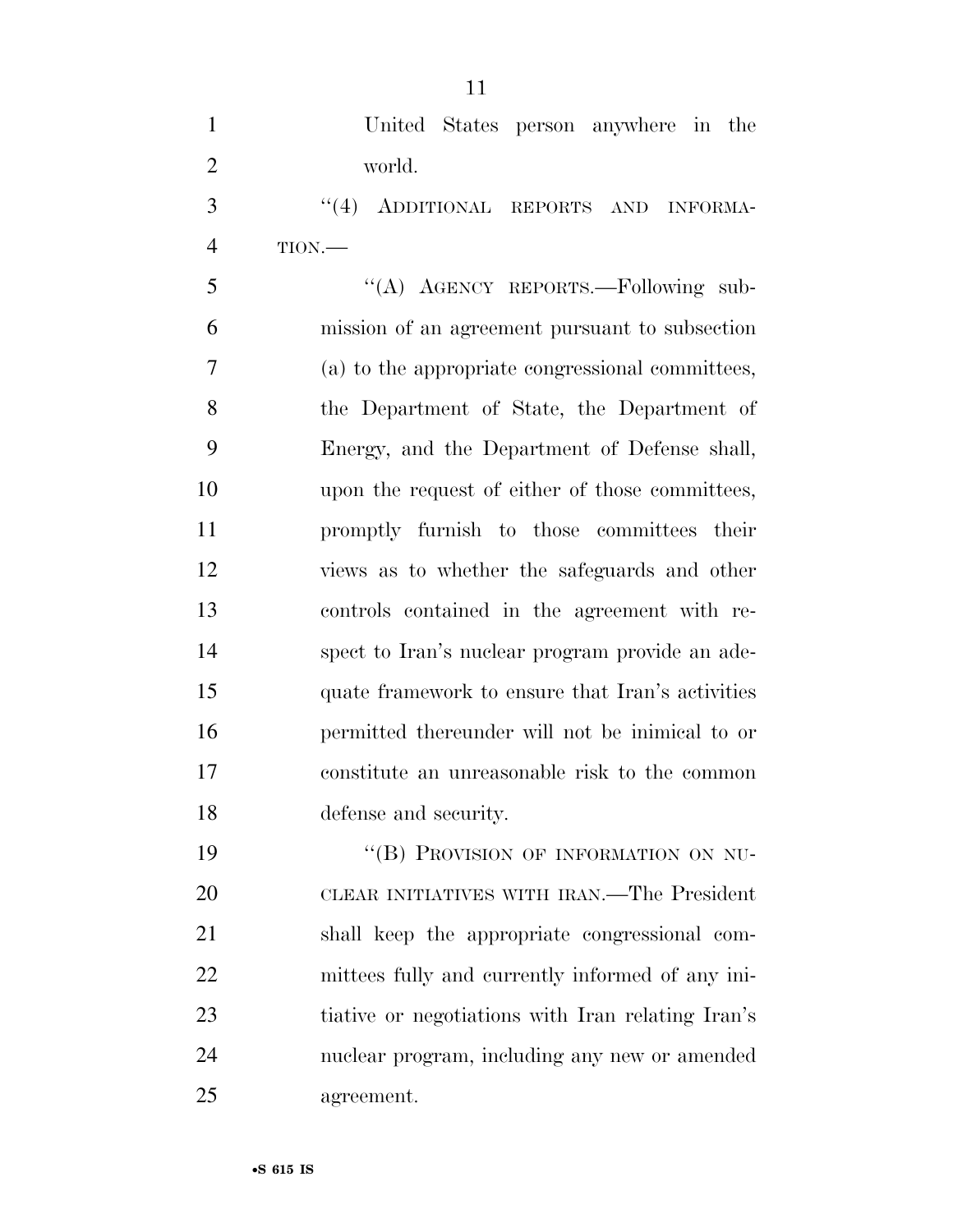United States person anywhere in the world.

"(4) ADDITIONAL REPORTS AND INFORMATION.—

"(A) AGENCY REPORTS.—Following submission of an agreement pursuant to subsection (a) to the appropriate congressional committees, the Department of State, the Department of Energy, and the Department of Defense shall, upon the request of either of those committees, promptly furnish to those committees their views as to whether the safeguards and other controls contained in the agreement with respect to Iran's nuclear program provide an adequate framework to ensure that Iran's activities permitted thereunder will not be inimical to or constitute an unreasonable risk to the common defense and security.

"(B) PROVISION OF INFORMATION ON NUCLEAR INITIATIVES WITH IRAN.—The President shall keep the appropriate congressional committees fully and currently informed of any initiative or negotiations with Iran relating Iran's nuclear program, including any new or amended agreement.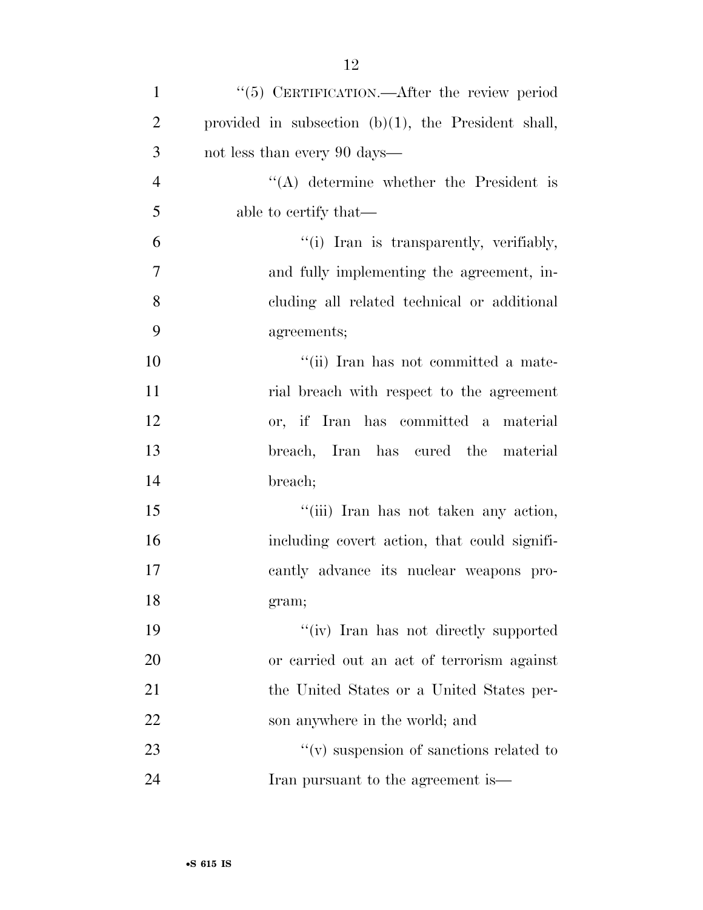"(5) CERTIFICATION.—After the review period provided in subsection (b)(1), the President shall, not less than every 90 days—

"(A) determine whether the President is able to certify that—

"(i) Iran is transparently, verifiably, and fully implementing the agreement, including all related technical or additional agreements;

"(ii) Iran has not committed a material breach with respect to the agreement or, if Iran has committed a material breach, Iran has cured the material breach;

"(iii) Iran has not taken any action, including covert action, that could significantly advance its nuclear weapons program;

"(iv) Iran has not directly supported or carried out an act of terrorism against the United States or a United States person anywhere in the world; and

"(v) suspension of sanctions related to Iran pursuant to the agreement is—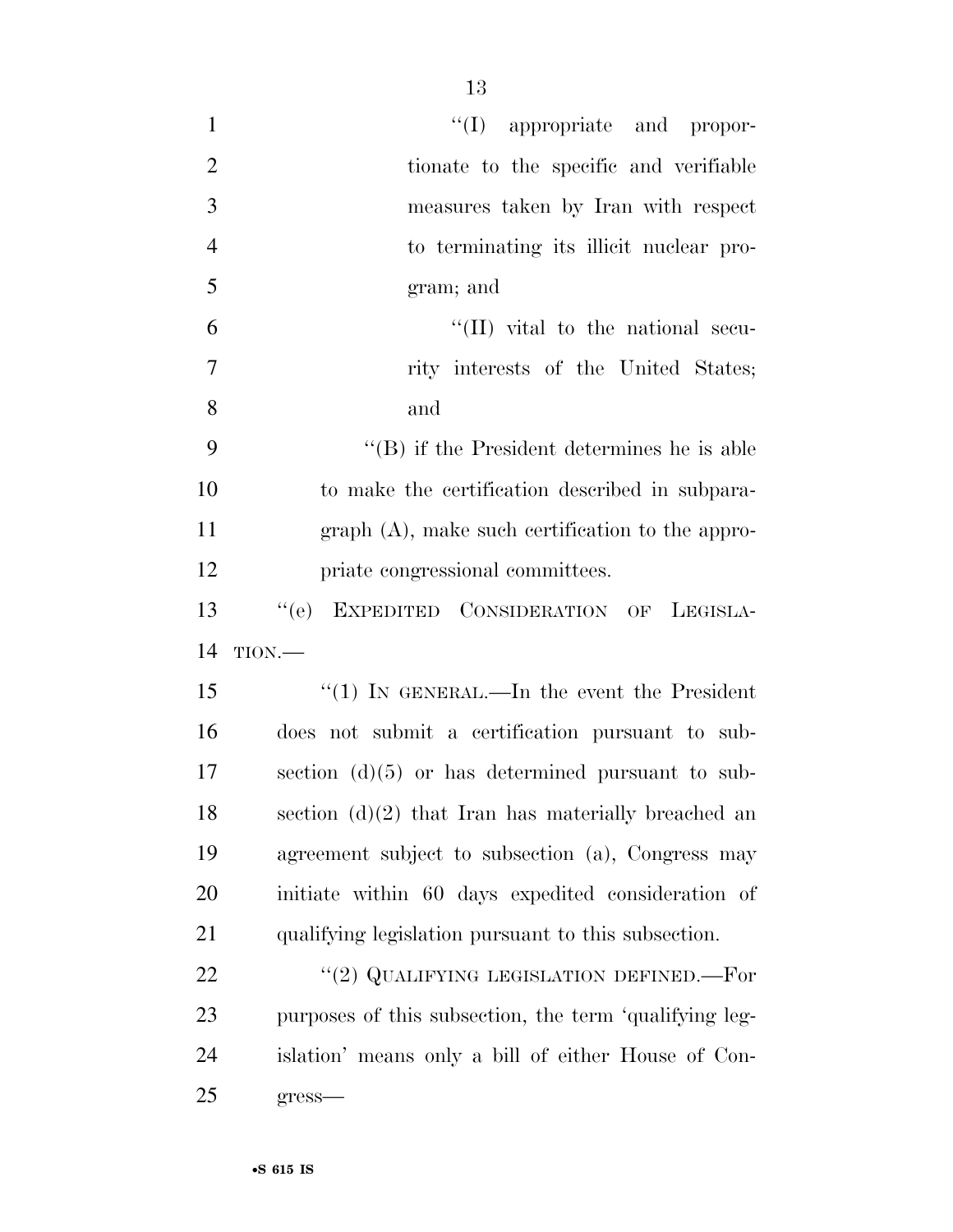"(I) appropriate and proportionate to the specific and verifiable measures taken by Iran with respect to terminating its illicit nuclear program; and

"(II) vital to the national security interests of the United States; and

"(B) if the President determines he is able to make the certification described in subparagraph (A), make such certification to the appropriate congressional committees.

"(e) EXPEDITED CONSIDERATION OF LEGISLATION.—

"(1) IN GENERAL.—In the event the President does not submit a certification pursuant to subsection (d)(5) or has determined pursuant to subsection (d)(2) that Iran has materially breached an agreement subject to subsection (a), Congress may initiate within 60 days expedited consideration of qualifying legislation pursuant to this subsection.

"(2) QUALIFYING LEGISLATION DEFINED.—For purposes of this subsection, the term 'qualifying legislation' means only a bill of either House of Congress—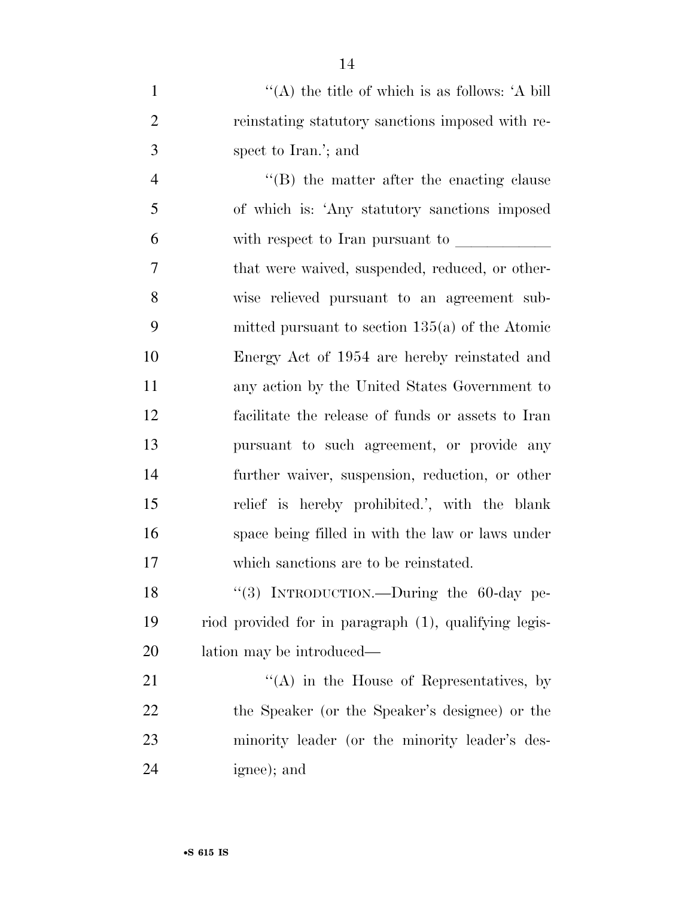''(A) the title of which is as follows: 'A bill reinstating statutory sanctions imposed with respect to Iran.'; and

''(B) the matter after the enacting clause of which is: 'Any statutory sanctions imposed with respect to Iran pursuant to ___________ that were waived, suspended, reduced, or otherwise relieved pursuant to an agreement submitted pursuant to section 135(a) of the Atomic Energy Act of 1954 are hereby reinstated and any action by the United States Government to facilitate the release of funds or assets to Iran pursuant to such agreement, or provide any further waiver, suspension, reduction, or other relief is hereby prohibited.', with the blank space being filled in with the law or laws under which sanctions are to be reinstated.

''(3) INTRODUCTION.—During the 60-day period provided for in paragraph (1), qualifying legislation may be introduced—

''(A) in the House of Representatives, by the Speaker (or the Speaker's designee) or the minority leader (or the minority leader's designee); and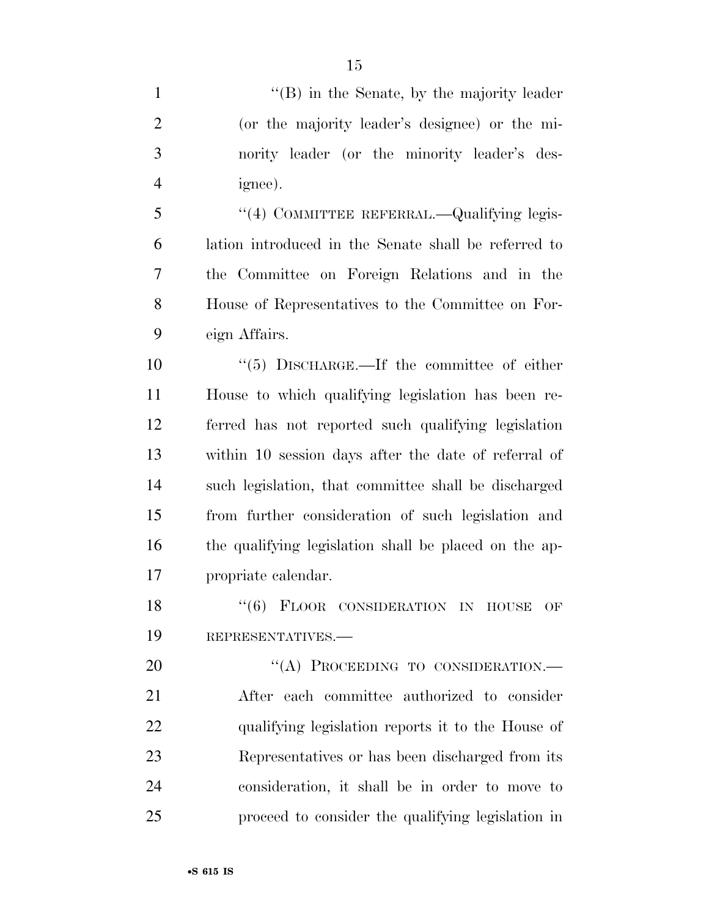"(B) in the Senate, by the majority leader (or the majority leader's designee) or the minority leader (or the minority leader's designee).

"(4) COMMITTEE REFERRAL.—Qualifying legislation introduced in the Senate shall be referred to the Committee on Foreign Relations and in the House of Representatives to the Committee on Foreign Affairs.

"(5) DISCHARGE.—If the committee of either House to which qualifying legislation has been referred has not reported such qualifying legislation within 10 session days after the date of referral of such legislation, that committee shall be discharged from further consideration of such legislation and the qualifying legislation shall be placed on the appropriate calendar.

"(6) FLOOR CONSIDERATION IN HOUSE OF REPRESENTATIVES.—

"(A) PROCEEDING TO CONSIDERATION.—After each committee authorized to consider qualifying legislation reports it to the House of Representatives or has been discharged from its consideration, it shall be in order to move to proceed to consider the qualifying legislation in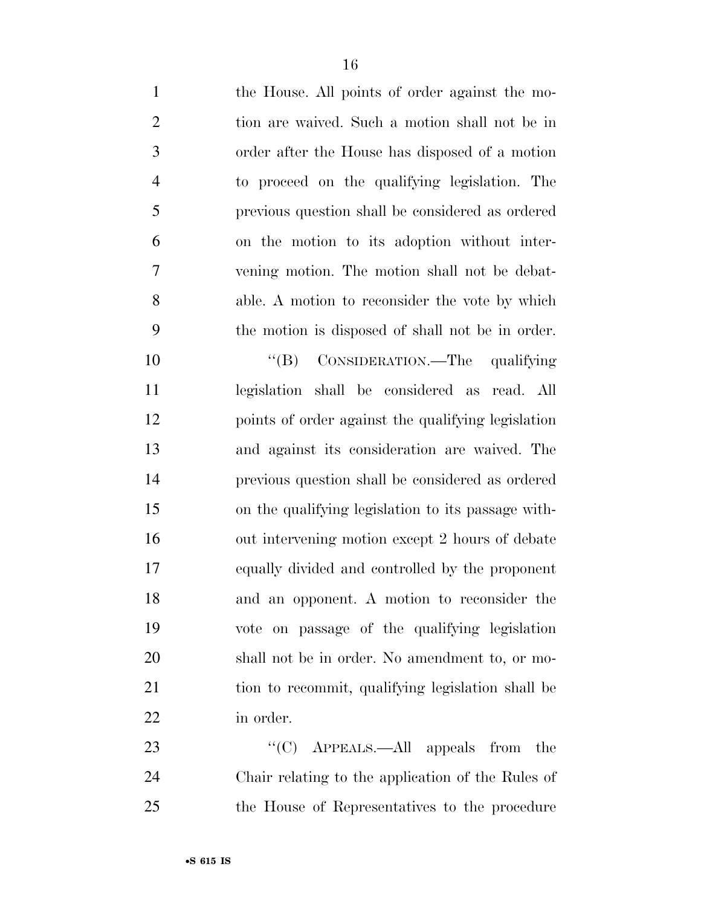the House. All points of order against the motion are waived. Such a motion shall not be in order after the House has disposed of a motion to proceed on the qualifying legislation. The previous question shall be considered as ordered on the motion to its adoption without intervening motion. The motion shall not be debatable. A motion to reconsider the vote by which the motion is disposed of shall not be in order.

"(B) CONSIDERATION.—The qualifying legislation shall be considered as read. All points of order against the qualifying legislation and against its consideration are waived. The previous question shall be considered as ordered on the qualifying legislation to its passage without intervening motion except 2 hours of debate equally divided and controlled by the proponent and an opponent. A motion to reconsider the vote on passage of the qualifying legislation shall not be in order. No amendment to, or motion to recommit, qualifying legislation shall be in order.

"(C) APPEALS.—All appeals from the Chair relating to the application of the Rules of the House of Representatives to the procedure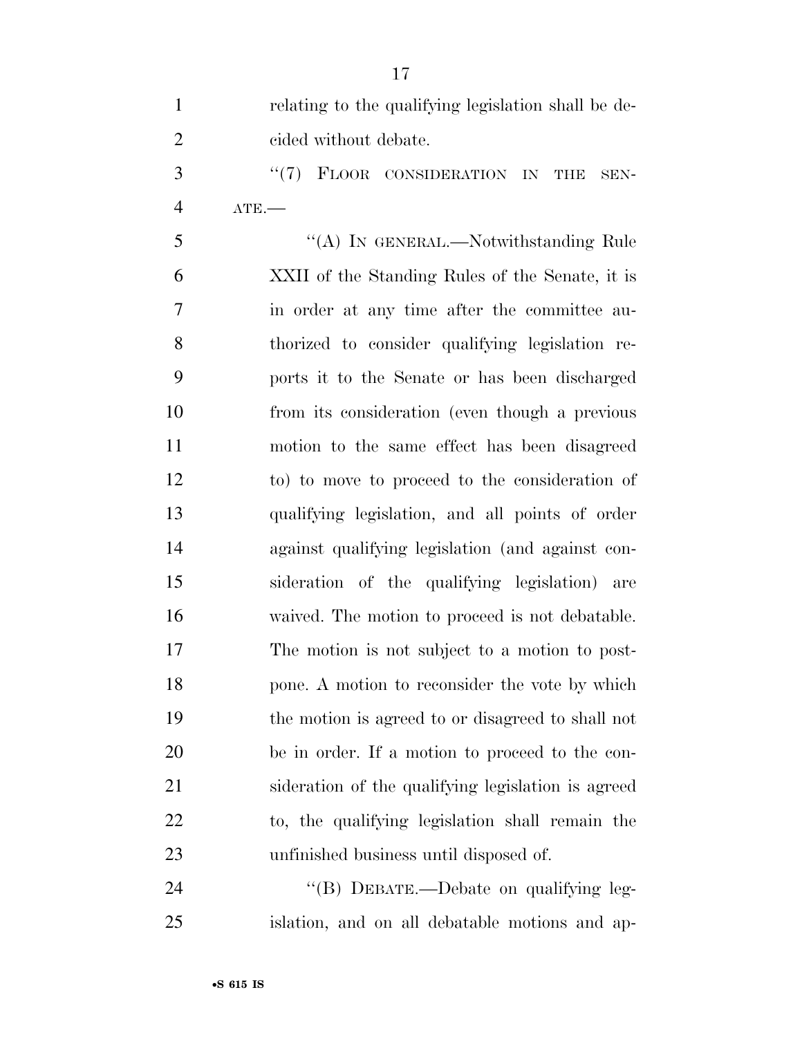relating to the qualifying legislation shall be decided without debate.

"(7) FLOOR CONSIDERATION IN THE SENATE.—

"(A) IN GENERAL.—Notwithstanding Rule XXII of the Standing Rules of the Senate, it is in order at any time after the committee authorized to consider qualifying legislation reports it to the Senate or has been discharged from its consideration (even though a previous motion to the same effect has been disagreed to) to move to proceed to the consideration of qualifying legislation, and all points of order against qualifying legislation (and against consideration of the qualifying legislation) are waived. The motion to proceed is not debatable. The motion is not subject to a motion to postpone. A motion to reconsider the vote by which the motion is agreed to or disagreed to shall not be in order. If a motion to proceed to the consideration of the qualifying legislation is agreed to, the qualifying legislation shall remain the unfinished business until disposed of.

"(B) DEBATE.—Debate on qualifying legislation, and on all debatable motions and ap-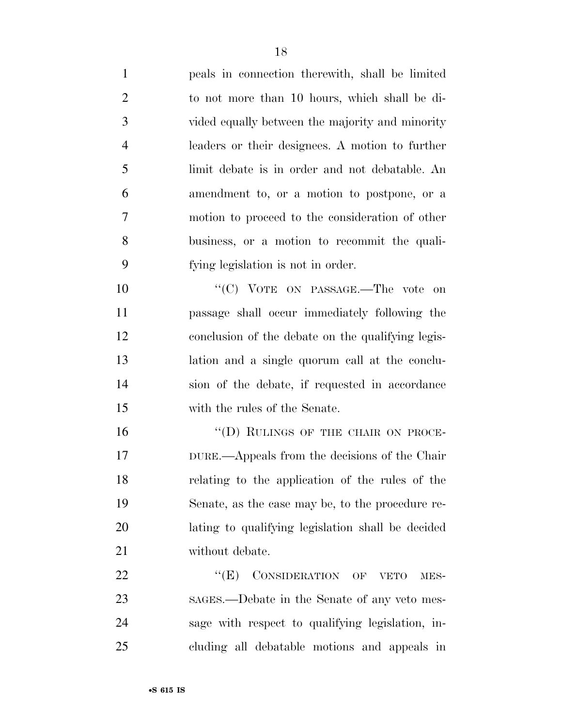peals in connection therewith, shall be limited to not more than 10 hours, which shall be divided equally between the majority and minority leaders or their designees. A motion to further limit debate is in order and not debatable. An amendment to, or a motion to postpone, or a motion to proceed to the consideration of other business, or a motion to recommit the qualifying legislation is not in order.

"(C) VOTE ON PASSAGE.—The vote on passage shall occur immediately following the conclusion of the debate on the qualifying legislation and a single quorum call at the conclusion of the debate, if requested in accordance with the rules of the Senate.

"(D) RULINGS OF THE CHAIR ON PROCEDURE.—Appeals from the decisions of the Chair relating to the application of the rules of the Senate, as the case may be, to the procedure relating to qualifying legislation shall be decided without debate.

"(E) CONSIDERATION OF VETO MESSAGES.—Debate in the Senate of any veto message with respect to qualifying legislation, including all debatable motions and appeals in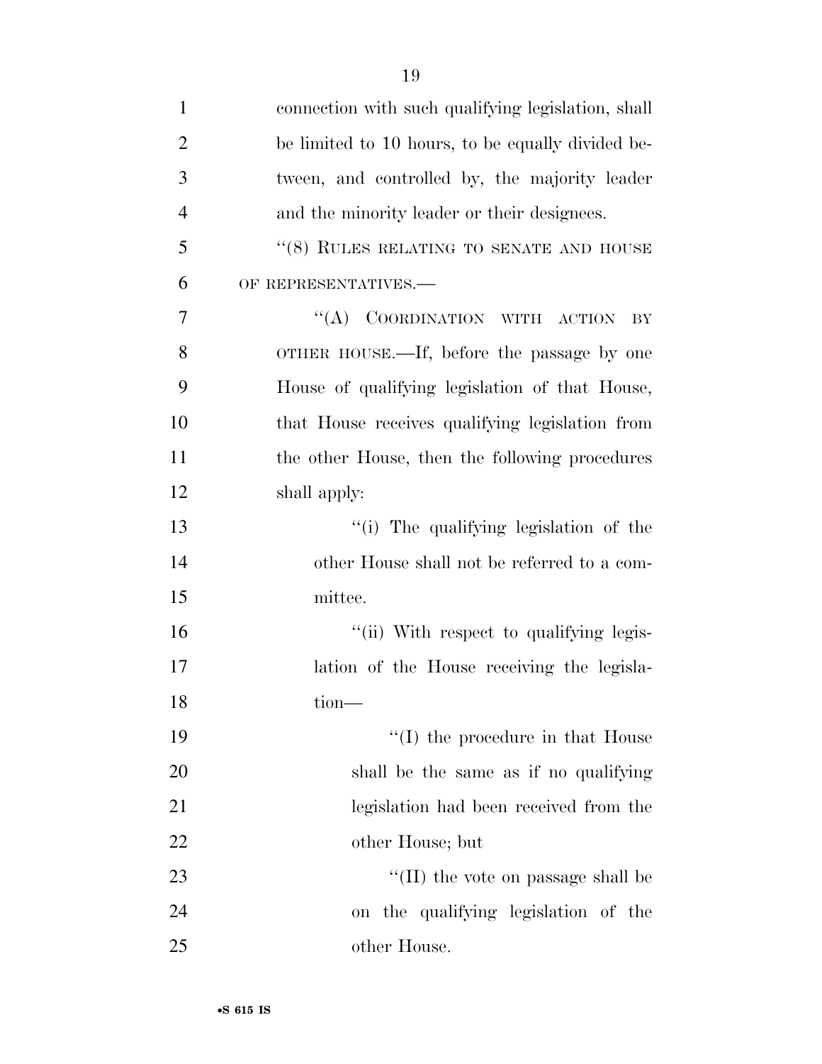connection with such qualifying legislation, shall be limited to 10 hours, to be equally divided between, and controlled by, the majority leader and the minority leader or their designees.

"(8) RULES RELATING TO SENATE AND HOUSE OF REPRESENTATIVES.—

"(A) COORDINATION WITH ACTION BY OTHER HOUSE.—If, before the passage by one House of qualifying legislation of that House, that House receives qualifying legislation from the other House, then the following procedures shall apply:

"(i) The qualifying legislation of the other House shall not be referred to a committee.

"(ii) With respect to qualifying legislation of the House receiving the legislation—

"(I) the procedure in that House shall be the same as if no qualifying legislation had been received from the other House; but

"(II) the vote on passage shall be on the qualifying legislation of the other House.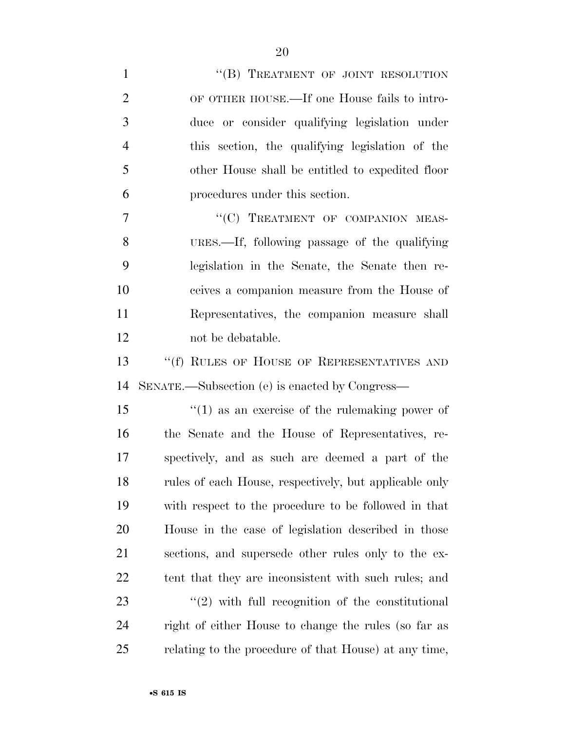"(B) TREATMENT OF JOINT RESOLUTION OF OTHER HOUSE.—If one House fails to introduce or consider qualifying legislation under this section, the qualifying legislation of the other House shall be entitled to expedited floor procedures under this section.

"(C) TREATMENT OF COMPANION MEASURES.—If, following passage of the qualifying legislation in the Senate, the Senate then receives a companion measure from the House of Representatives, the companion measure shall not be debatable.

"(f) RULES OF HOUSE OF REPRESENTATIVES AND SENATE.—Subsection (e) is enacted by Congress—

"(1) as an exercise of the rulemaking power of the Senate and the House of Representatives, respectively, and as such are deemed a part of the rules of each House, respectively, but applicable only with respect to the procedure to be followed in that House in the case of legislation described in those sections, and supersede other rules only to the extent that they are inconsistent with such rules; and

"(2) with full recognition of the constitutional right of either House to change the rules (so far as relating to the procedure of that House) at any time,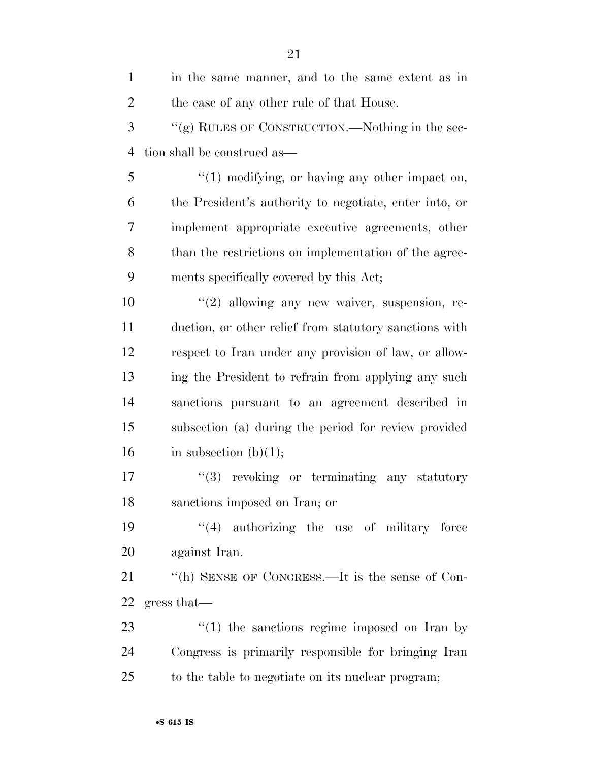in the same manner, and to the same extent as in the case of any other rule of that House.

"(g) RULES OF CONSTRUCTION.—Nothing in the section shall be construed as—

"(1) modifying, or having any other impact on, the President's authority to negotiate, enter into, or implement appropriate executive agreements, other than the restrictions on implementation of the agreements specifically covered by this Act;

"(2) allowing any new waiver, suspension, reduction, or other relief from statutory sanctions with respect to Iran under any provision of law, or allowing the President to refrain from applying any such sanctions pursuant to an agreement described in subsection (a) during the period for review provided in subsection (b)(1);

"(3) revoking or terminating any statutory sanctions imposed on Iran; or

"(4) authorizing the use of military force against Iran.

"(h) SENSE OF CONGRESS.—It is the sense of Congress that—

"(1) the sanctions regime imposed on Iran by Congress is primarily responsible for bringing Iran to the table to negotiate on its nuclear program;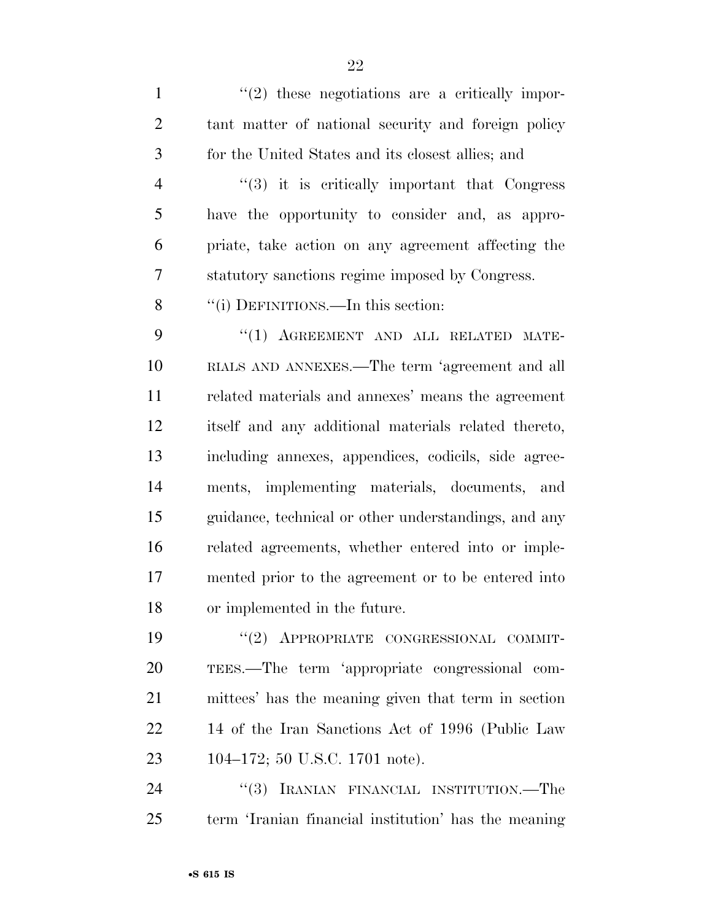"(2) these negotiations are a critically important matter of national security and foreign policy for the United States and its closest allies; and

"(3) it is critically important that Congress have the opportunity to consider and, as appropriate, take action on any agreement affecting the statutory sanctions regime imposed by Congress.

"(i) DEFINITIONS.—In this section:

"(1) AGREEMENT AND ALL RELATED MATERIALS AND ANNEXES.—The term 'agreement and all related materials and annexes' means the agreement itself and any additional materials related thereto, including annexes, appendices, codicils, side agreements, implementing materials, documents, and guidance, technical or other understandings, and any related agreements, whether entered into or implemented prior to the agreement or to be entered into or implemented in the future.

"(2) APPROPRIATE CONGRESSIONAL COMMITTEES.—The term 'appropriate congressional committees' has the meaning given that term in section 14 of the Iran Sanctions Act of 1996 (Public Law 104–172; 50 U.S.C. 1701 note).

"(3) IRANIAN FINANCIAL INSTITUTION.—The term 'Iranian financial institution' has the meaning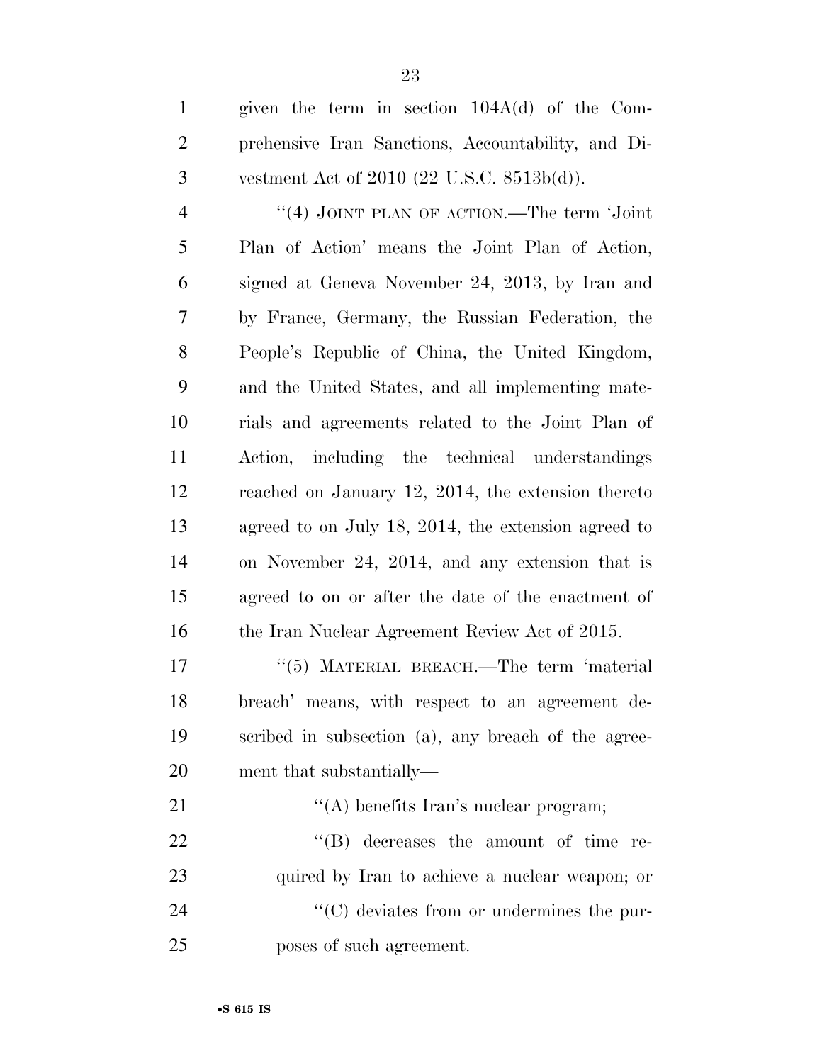given the term in section 104A(d) of the Comprehensive Iran Sanctions, Accountability, and Divestment Act of 2010 (22 U.S.C. 8513b(d)).

"(4) JOINT PLAN OF ACTION.—The term 'Joint Plan of Action' means the Joint Plan of Action, signed at Geneva November 24, 2013, by Iran and by France, Germany, the Russian Federation, the People's Republic of China, the United Kingdom, and the United States, and all implementing materials and agreements related to the Joint Plan of Action, including the technical understandings reached on January 12, 2014, the extension thereto agreed to on July 18, 2014, the extension agreed to on November 24, 2014, and any extension that is agreed to on or after the date of the enactment of the Iran Nuclear Agreement Review Act of 2015.

"(5) MATERIAL BREACH.—The term 'material breach' means, with respect to an agreement described in subsection (a), any breach of the agreement that substantially—

"(A) benefits Iran's nuclear program;

"(B) decreases the amount of time required by Iran to achieve a nuclear weapon; or

"(C) deviates from or undermines the purposes of such agreement.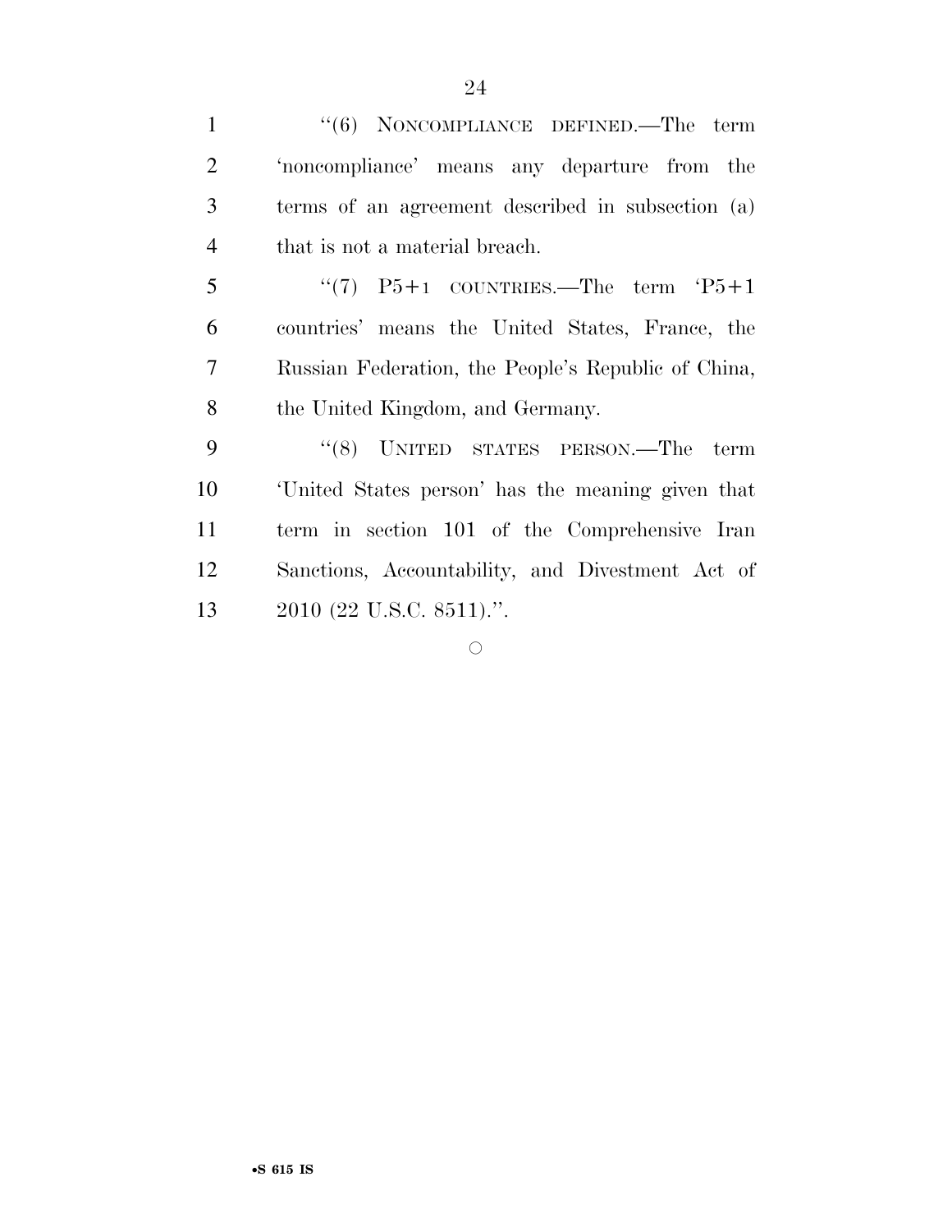"(6) NONCOMPLIANCE DEFINED.—The term 'noncompliance' means any departure from the terms of an agreement described in subsection (a) that is not a material breach.

"(7) P5+1 COUNTRIES.—The term 'P5+1 countries' means the United States, France, the Russian Federation, the People's Republic of China, the United Kingdom, and Germany.

"(8) UNITED STATES PERSON.—The term 'United States person' has the meaning given that term in section 101 of the Comprehensive Iran Sanctions, Accountability, and Divestment Act of 2010 (22 U.S.C. 8511).".

○